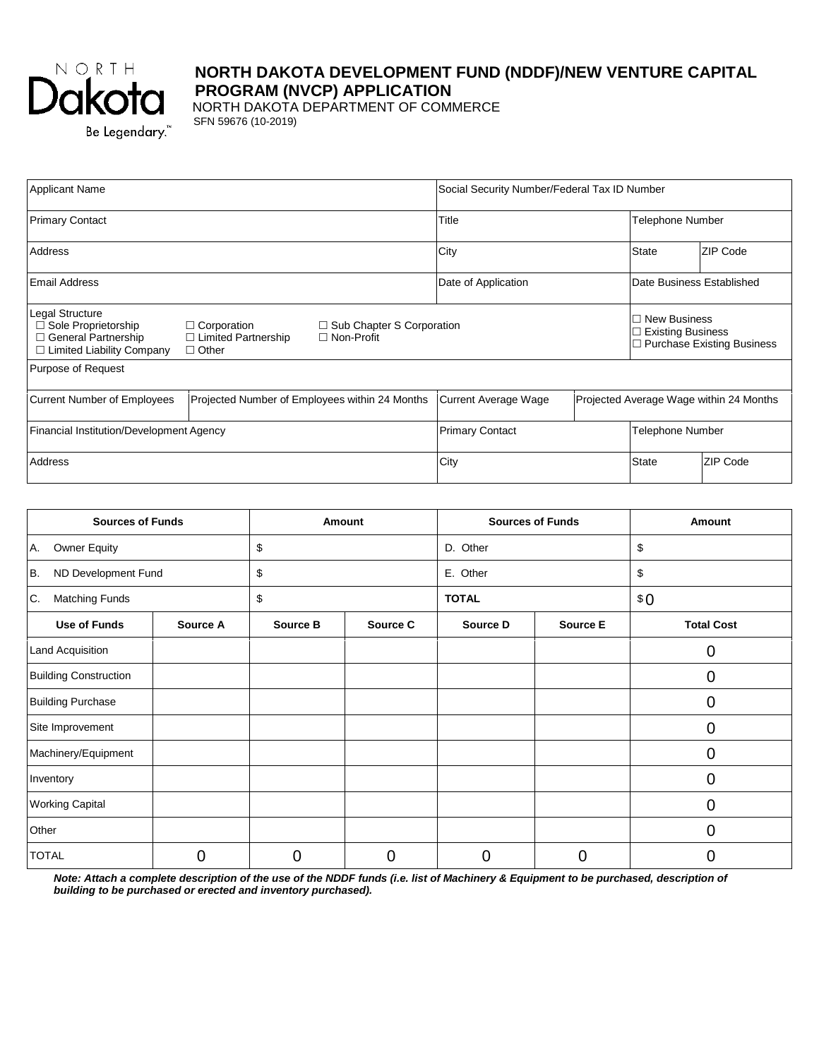NORTH Dakota Be Legendary.™

# NORTH DAKOTA DEVELOPMENT FUND (NDDF)/NEW VENTURE CAPITAL PROGRAM (NVCP) APPLICATION

NORTH DAKOTA DEPARTMENT OF COMMERCE
SFN 59676 (10-2019)

| Applicant Name | | Social Security Number/Federal Tax ID Number | | | |
|---|---|---|---|---|---|
| Primary Contact | | Title | | Telephone Number | |
| Address | | City | | State | ZIP Code |
| Email Address | | Date of Application | | Date Business Established | |
| Legal Structure<br>☐ Sole Proprietorship ☐ Corporation ☐ Sub Chapter S Corporation<br>☐ General Partnership ☐ Limited Partnership ☐ Non-Profit<br>☐ Limited Liability Company ☐ Other | | | | ☐ New Business<br>☐ Existing Business<br>☐ Purchase Existing Business | |
| Purpose of Request | | | | | |
| Current Number of Employees | Projected Number of Employees within 24 Months | Current Average Wage | Projected Average Wage within 24 Months | | |
| Financial Institution/Development Agency | | Primary Contact | | Telephone Number | |
| Address | | City | | State | ZIP Code |

| Sources of Funds | Amount | Sources of Funds | Amount |
|---|---|---|---|
| A. Owner Equity | $ | D. Other | $ |
| B. ND Development Fund | $ | E. Other | $ |
| C. Matching Funds | $ | **TOTAL** | $0 |

| Use of Funds | Source A | Source B | Source C | Source D | Source E | Total Cost |
|---|---|---|---|---|---|---|
| Land Acquisition | | | | | | 0 |
| Building Construction | | | | | | 0 |
| Building Purchase | | | | | | 0 |
| Site Improvement | | | | | | 0 |
| Machinery/Equipment | | | | | | 0 |
| Inventory | | | | | | 0 |
| Working Capital | | | | | | 0 |
| Other | | | | | | 0 |
| TOTAL | 0 | 0 | 0 | 0 | 0 | 0 |

***Note: Attach a complete description of the use of the NDDF funds (i.e. list of Machinery & Equipment to be purchased, description of building to be purchased or erected and inventory purchased).***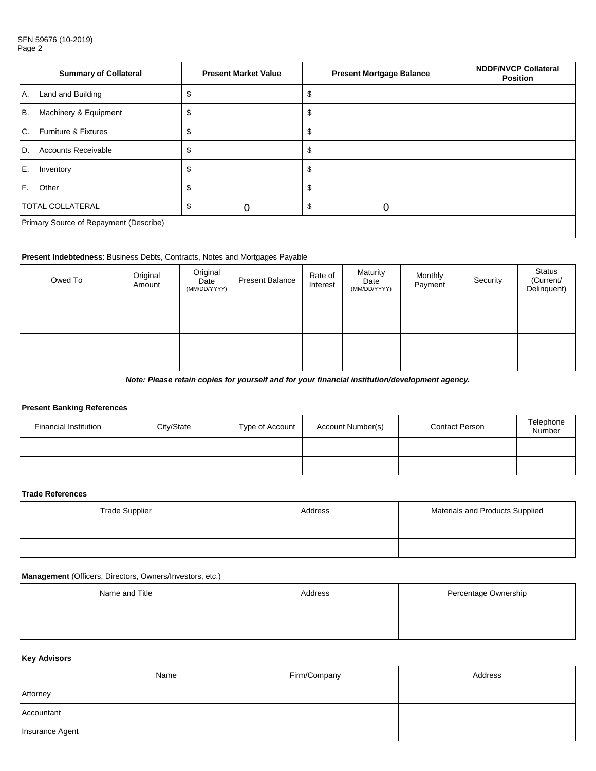| Summary of Collateral | Present Market Value | Present Mortgage Balance | NDDF/NVCP Collateral Position |
|---|---|---|---|
| A. Land and Building | $ | $ | |
| B. Machinery & Equipment | $ | $ | |
| C. Furniture & Fixtures | $ | $ | |
| D. Accounts Receivable | $ | $ | |
| E. Inventory | $ | $ | |
| F. Other | $ | $ | |
| TOTAL COLLATERAL | $ 0 | $ 0 | |
| Primary Source of Repayment (Describe) | | | |

**Present Indebtedness**: Business Debts, Contracts, Notes and Mortgages Payable

| Owed To | Original Amount | Original Date (MM/DD/YYYY) | Present Balance | Rate of Interest | Maturity Date (MM/DD/YYYY) | Monthly Payment | Security | Status (Current/ Delinquent) |
|---|---|---|---|---|---|---|---|---|
| | | | | | | | | |
| | | | | | | | | |
| | | | | | | | | |
| | | | | | | | | |

***Note: Please retain copies for yourself and for your financial institution/development agency.***

**Present Banking References**

| Financial Institution | City/State | Type of Account | Account Number(s) | Contact Person | Telephone Number |
|---|---|---|---|---|---|
| | | | | | |
| | | | | | |

**Trade References**

| Trade Supplier | Address | Materials and Products Supplied |
|---|---|---|
| | | |
| | | |

**Management** (Officers, Directors, Owners/Investors, etc.)

| Name and Title | Address | Percentage Ownership |
|---|---|---|
| | | |
| | | |

**Key Advisors**

| | Name | Firm/Company | Address |
|---|---|---|---|
| Attorney | | | |
| Accountant | | | |
| Insurance Agent | | | |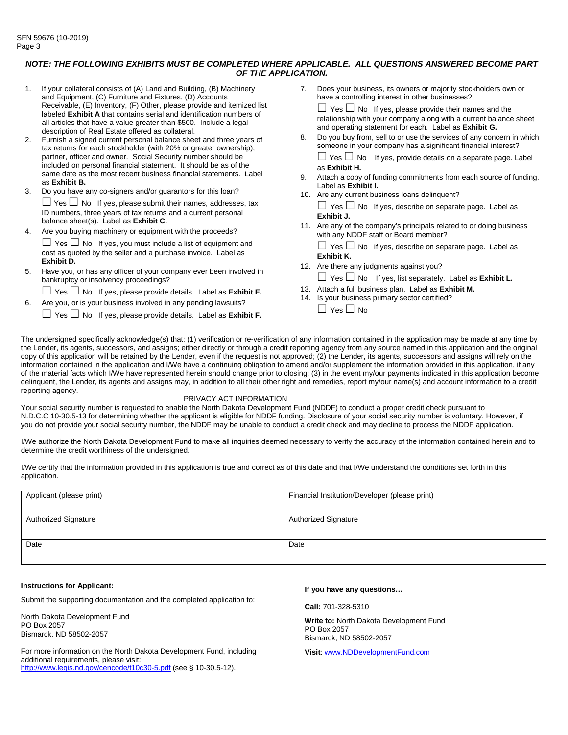***NOTE: THE FOLLOWING EXHIBITS MUST BE COMPLETED WHERE APPLICABLE. ALL QUESTIONS ANSWERED BECOME PART OF THE APPLICATION.***

1. If your collateral consists of (A) Land and Building, (B) Machinery and Equipment, (C) Furniture and Fixtures, (D) Accounts Receivable, (E) Inventory, (F) Other, please provide and itemized list labeled **Exhibit A** that contains serial and identification numbers of all articles that have a value greater than $500. Include a legal description of Real Estate offered as collateral.
2. Furnish a signed current personal balance sheet and three years of tax returns for each stockholder (with 20% or greater ownership), partner, officer and owner. Social Security number should be included on personal financial statement. It should be as of the same date as the most recent business financial statements. Label as **Exhibit B.**
3. Do you have any co-signers and/or guarantors for this loan?
   ☐ Yes ☐ No If yes, please submit their names, addresses, tax ID numbers, three years of tax returns and a current personal balance sheet(s). Label as **Exhibit C.**
4. Are you buying machinery or equipment with the proceeds?
   ☐ Yes ☐ No If yes, you must include a list of equipment and cost as quoted by the seller and a purchase invoice. Label as **Exhibit D.**
5. Have you, or has any officer of your company ever been involved in bankruptcy or insolvency proceedings?
   ☐ Yes ☐ No If yes, please provide details. Label as **Exhibit E.**
6. Are you, or is your business involved in any pending lawsuits?
   ☐ Yes ☐ No If yes, please provide details. Label as **Exhibit F.**
7. Does your business, its owners or majority stockholders own or have a controlling interest in other businesses?
   ☐ Yes ☐ No If yes, please provide their names and the relationship with your company along with a current balance sheet and operating statement for each. Label as **Exhibit G.**
8. Do you buy from, sell to or use the services of any concern in which someone in your company has a significant financial interest?
   ☐ Yes ☐ No If yes, provide details on a separate page. Label as **Exhibit H.**
9. Attach a copy of funding commitments from each source of funding. Label as **Exhibit I.**
10. Are any current business loans delinquent?
    ☐ Yes ☐ No If yes, describe on separate page. Label as **Exhibit J.**
11. Are any of the company's principals related to or doing business with any NDDF staff or Board member?
    ☐ Yes ☐ No If yes, describe on separate page. Label as **Exhibit K.**
12. Are there any judgments against you?
    ☐ Yes ☐ No If yes, list separately. Label as **Exhibit L.**
13. Attach a full business plan. Label as **Exhibit M.**
14. Is your business primary sector certified?
    ☐ Yes ☐ No

The undersigned specifically acknowledge(s) that: (1) verification or re-verification of any information contained in the application may be made at any time by the Lender, its agents, successors, and assigns; either directly or through a credit reporting agency from any source named in this application and the original copy of this application will be retained by the Lender, even if the request is not approved; (2) the Lender, its agents, successors and assigns will rely on the information contained in the application and I/We have a continuing obligation to amend and/or supplement the information provided in this application, if any of the material facts which I/We have represented herein should change prior to closing; (3) in the event my/our payments indicated in this application become delinquent, the Lender, its agents and assigns may, in addition to all their other right and remedies, report my/our name(s) and account information to a credit reporting agency.

PRIVACY ACT INFORMATION

Your social security number is requested to enable the North Dakota Development Fund (NDDF) to conduct a proper credit check pursuant to N.D.C.C 10-30.5-13 for determining whether the applicant is eligible for NDDF funding. Disclosure of your social security number is voluntary. However, if you do not provide your social security number, the NDDF may be unable to conduct a credit check and may decline to process the NDDF application.

I/We authorize the North Dakota Development Fund to make all inquiries deemed necessary to verify the accuracy of the information contained herein and to determine the credit worthiness of the undersigned.

I/We certify that the information provided in this application is true and correct as of this date and that I/We understand the conditions set forth in this application.

| | |
|---|---|
| Applicant (please print) | Financial Institution/Developer (please print) |
| Authorized Signature | Authorized Signature |
| Date | Date |

**Instructions for Applicant:**

Submit the supporting documentation and the completed application to:

North Dakota Development Fund
PO Box 2057
Bismarck, ND 58502-2057

For more information on the North Dakota Development Fund, including additional requirements, please visit:
http://www.legis.nd.gov/cencode/t10c30-5.pdf (see § 10-30.5-12).

**If you have any questions…**

**Call:** 701-328-5310

**Write to:** North Dakota Development Fund
PO Box 2057
Bismarck, ND 58502-2057

**Visit**: www.NDDevelopmentFund.com